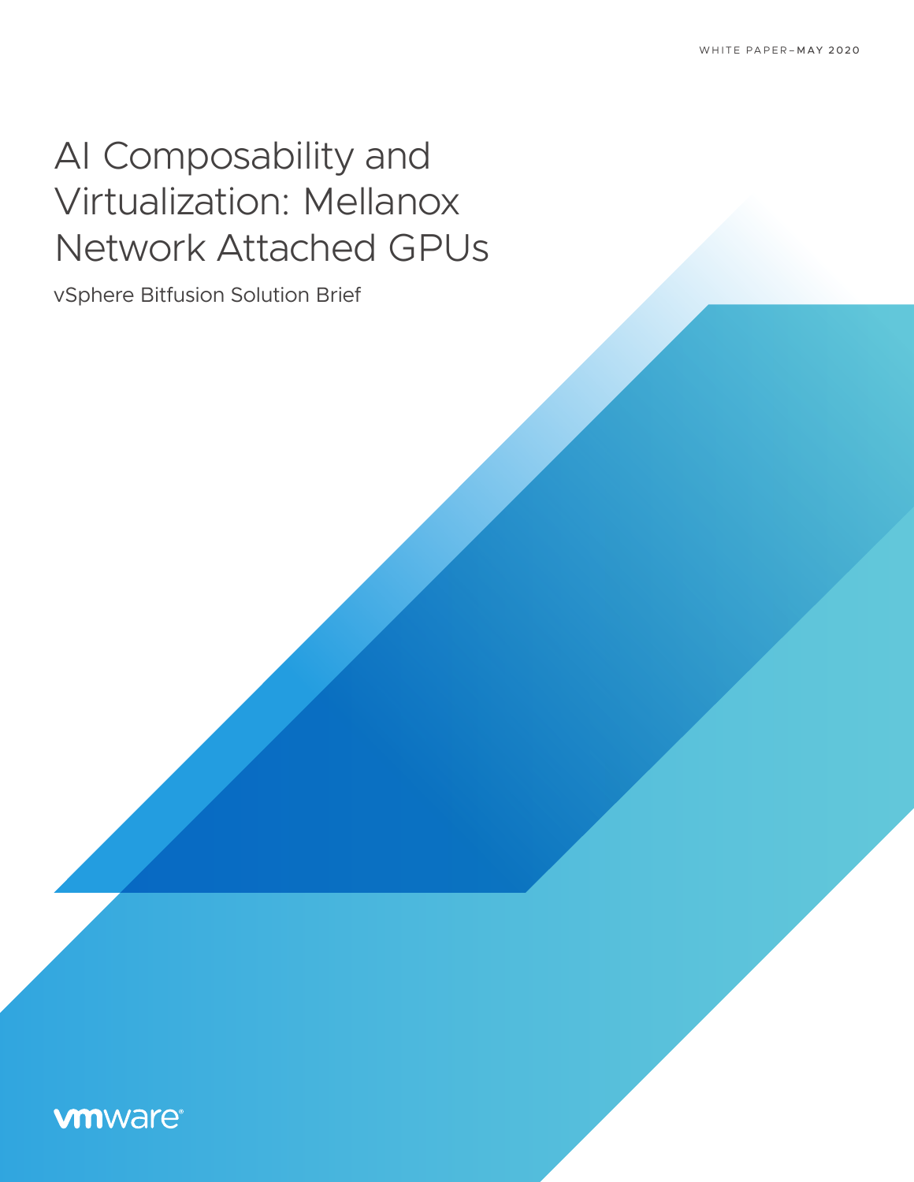WHITE PAPER–MAY 2020

# AI Composability and Virtualization: Mellanox Network Attached GPUs

vSphere Bitfusion Solution Brief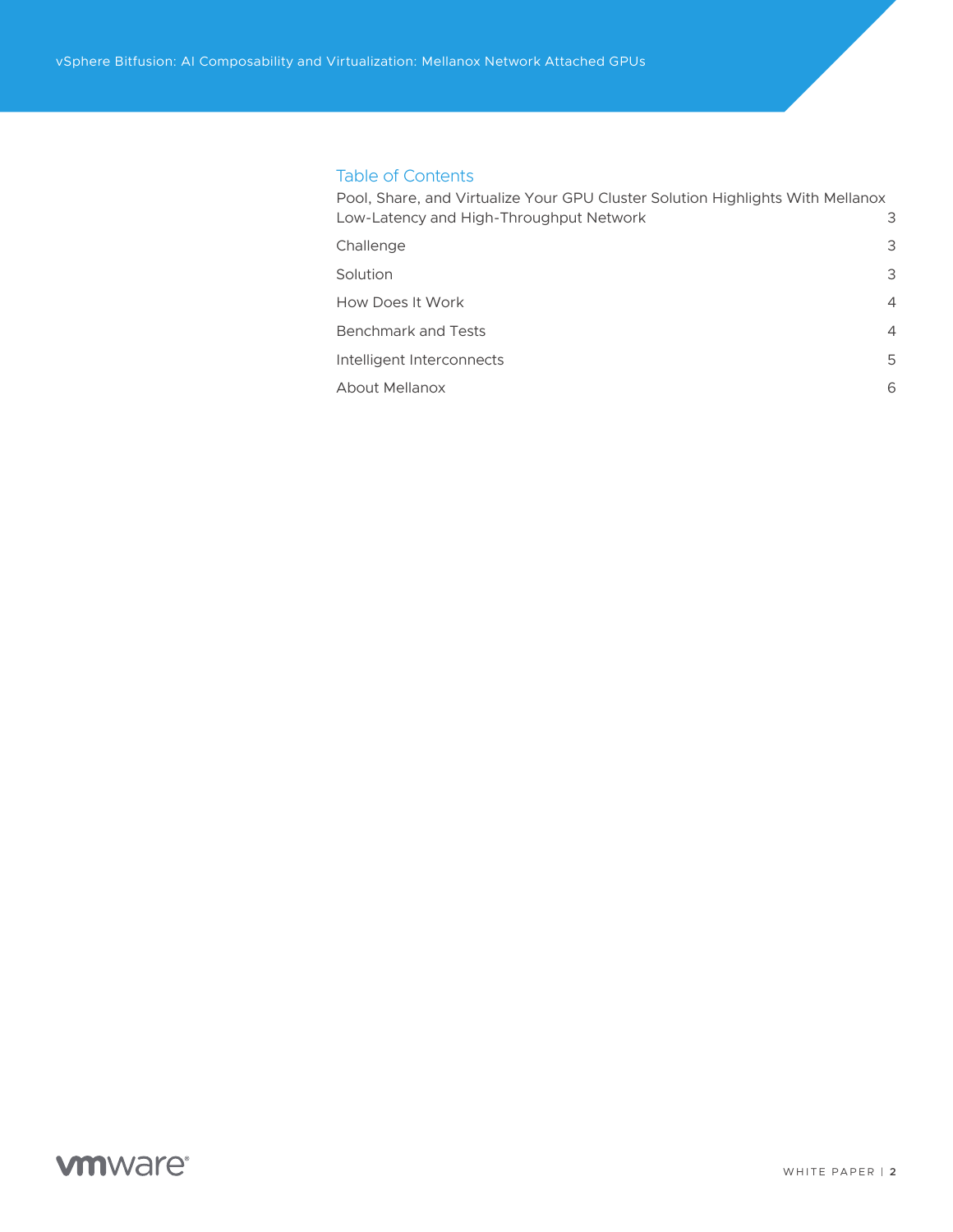## Table of Contents

| | |
|---|---|
| Pool, Share, and Virtualize Your GPU Cluster Solution Highlights With Mellanox Low-Latency and High-Throughput Network | 3 |
| Challenge | 3 |
| Solution | 3 |
| How Does It Work | 4 |
| Benchmark and Tests | 4 |
| Intelligent Interconnects | 5 |
| About Mellanox | 6 |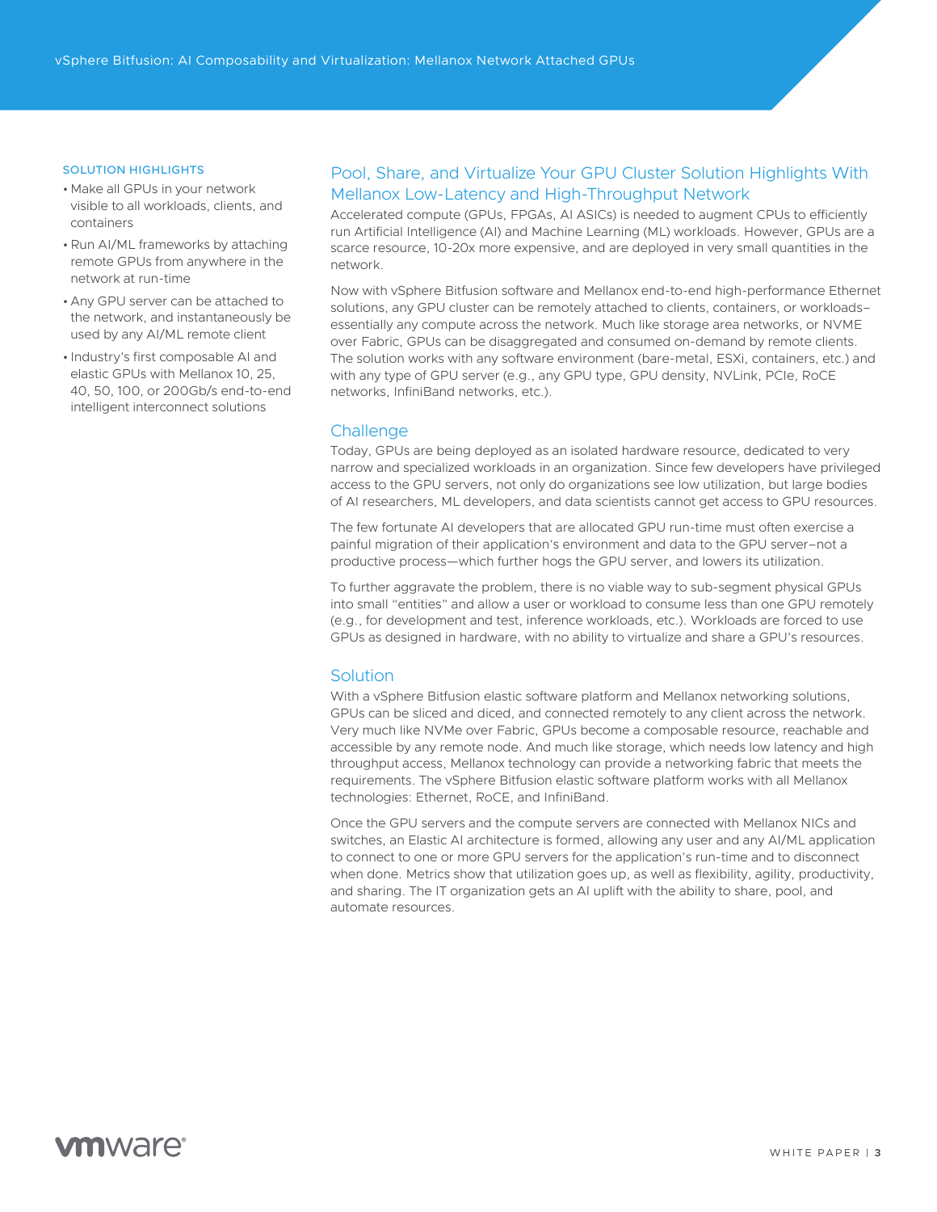### SOLUTION HIGHLIGHTS

- Make all GPUs in your network visible to all workloads, clients, and containers
- Run AI/ML frameworks by attaching remote GPUs from anywhere in the network at run-time
- Any GPU server can be attached to the network, and instantaneously be used by any AI/ML remote client
- Industry's first composable AI and elastic GPUs with Mellanox 10, 25, 40, 50, 100, or 200Gb/s end-to-end intelligent interconnect solutions

## Pool, Share, and Virtualize Your GPU Cluster Solution Highlights With Mellanox Low-Latency and High-Throughput Network

Accelerated compute (GPUs, FPGAs, AI ASICs) is needed to augment CPUs to efficiently run Artificial Intelligence (AI) and Machine Learning (ML) workloads. However, GPUs are a scarce resource, 10-20x more expensive, and are deployed in very small quantities in the network.

Now with vSphere Bitfusion software and Mellanox end-to-end high-performance Ethernet solutions, any GPU cluster can be remotely attached to clients, containers, or workloads–essentially any compute across the network. Much like storage area networks, or NVME over Fabric, GPUs can be disaggregated and consumed on-demand by remote clients. The solution works with any software environment (bare-metal, ESXi, containers, etc.) and with any type of GPU server (e.g., any GPU type, GPU density, NVLink, PCIe, RoCE networks, InfiniBand networks, etc.).

## Challenge

Today, GPUs are being deployed as an isolated hardware resource, dedicated to very narrow and specialized workloads in an organization. Since few developers have privileged access to the GPU servers, not only do organizations see low utilization, but large bodies of AI researchers, ML developers, and data scientists cannot get access to GPU resources.

The few fortunate AI developers that are allocated GPU run-time must often exercise a painful migration of their application's environment and data to the GPU server–not a productive process—which further hogs the GPU server, and lowers its utilization.

To further aggravate the problem, there is no viable way to sub-segment physical GPUs into small "entities" and allow a user or workload to consume less than one GPU remotely (e.g., for development and test, inference workloads, etc.). Workloads are forced to use GPUs as designed in hardware, with no ability to virtualize and share a GPU's resources.

## Solution

With a vSphere Bitfusion elastic software platform and Mellanox networking solutions, GPUs can be sliced and diced, and connected remotely to any client across the network. Very much like NVMe over Fabric, GPUs become a composable resource, reachable and accessible by any remote node. And much like storage, which needs low latency and high throughput access, Mellanox technology can provide a networking fabric that meets the requirements. The vSphere Bitfusion elastic software platform works with all Mellanox technologies: Ethernet, RoCE, and InfiniBand.

Once the GPU servers and the compute servers are connected with Mellanox NICs and switches, an Elastic AI architecture is formed, allowing any user and any AI/ML application to connect to one or more GPU servers for the application's run-time and to disconnect when done. Metrics show that utilization goes up, as well as flexibility, agility, productivity, and sharing. The IT organization gets an AI uplift with the ability to share, pool, and automate resources.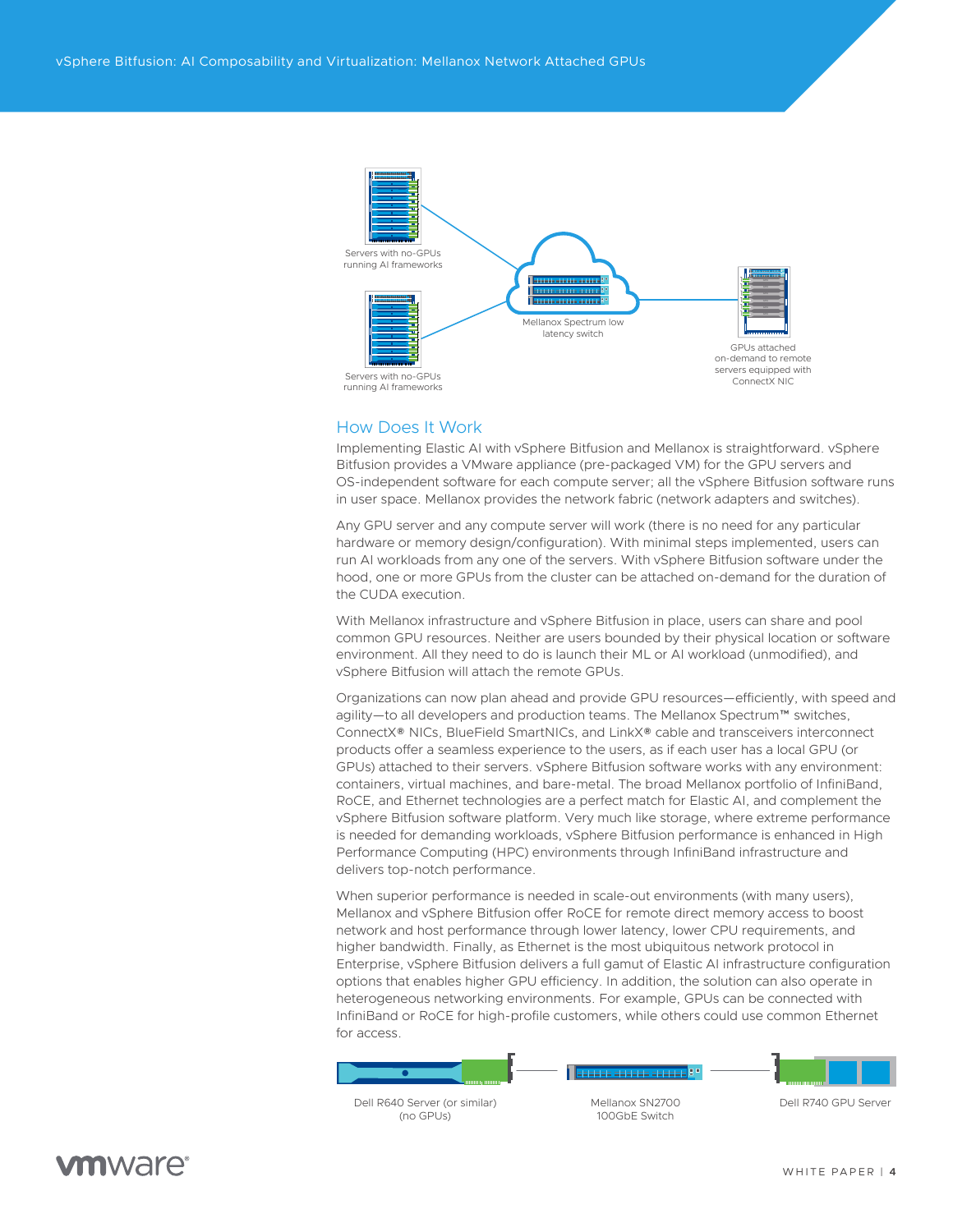Servers with no-GPUs running AI frameworks

Mellanox Spectrum low latency switch

GPUs attached on-demand to remote servers equipped with ConnectX NIC

Servers with no-GPUs running AI frameworks

## How Does It Work

Implementing Elastic AI with vSphere Bitfusion and Mellanox is straightforward. vSphere Bitfusion provides a VMware appliance (pre-packaged VM) for the GPU servers and OS-independent software for each compute server; all the vSphere Bitfusion software runs in user space. Mellanox provides the network fabric (network adapters and switches).

Any GPU server and any compute server will work (there is no need for any particular hardware or memory design/configuration). With minimal steps implemented, users can run AI workloads from any one of the servers. With vSphere Bitfusion software under the hood, one or more GPUs from the cluster can be attached on-demand for the duration of the CUDA execution.

With Mellanox infrastructure and vSphere Bitfusion in place, users can share and pool common GPU resources. Neither are users bounded by their physical location or software environment. All they need to do is launch their ML or AI workload (unmodified), and vSphere Bitfusion will attach the remote GPUs.

Organizations can now plan ahead and provide GPU resources—efficiently, with speed and agility—to all developers and production teams. The Mellanox Spectrum™ switches, ConnectX® NICs, BlueField SmartNICs, and LinkX® cable and transceivers interconnect products offer a seamless experience to the users, as if each user has a local GPU (or GPUs) attached to their servers. vSphere Bitfusion software works with any environment: containers, virtual machines, and bare-metal. The broad Mellanox portfolio of InfiniBand, RoCE, and Ethernet technologies are a perfect match for Elastic AI, and complement the vSphere Bitfusion software platform. Very much like storage, where extreme performance is needed for demanding workloads, vSphere Bitfusion performance is enhanced in High Performance Computing (HPC) environments through InfiniBand infrastructure and delivers top-notch performance.

When superior performance is needed in scale-out environments (with many users), Mellanox and vSphere Bitfusion offer RoCE for remote direct memory access to boost network and host performance through lower latency, lower CPU requirements, and higher bandwidth. Finally, as Ethernet is the most ubiquitous network protocol in Enterprise, vSphere Bitfusion delivers a full gamut of Elastic AI infrastructure configuration options that enables higher GPU efficiency. In addition, the solution can also operate in heterogeneous networking environments. For example, GPUs can be connected with InfiniBand or RoCE for high-profile customers, while others could use common Ethernet for access.

Dell R640 Server (or similar) (no GPUs)

Mellanox SN2700 100GbE Switch

Dell R740 GPU Server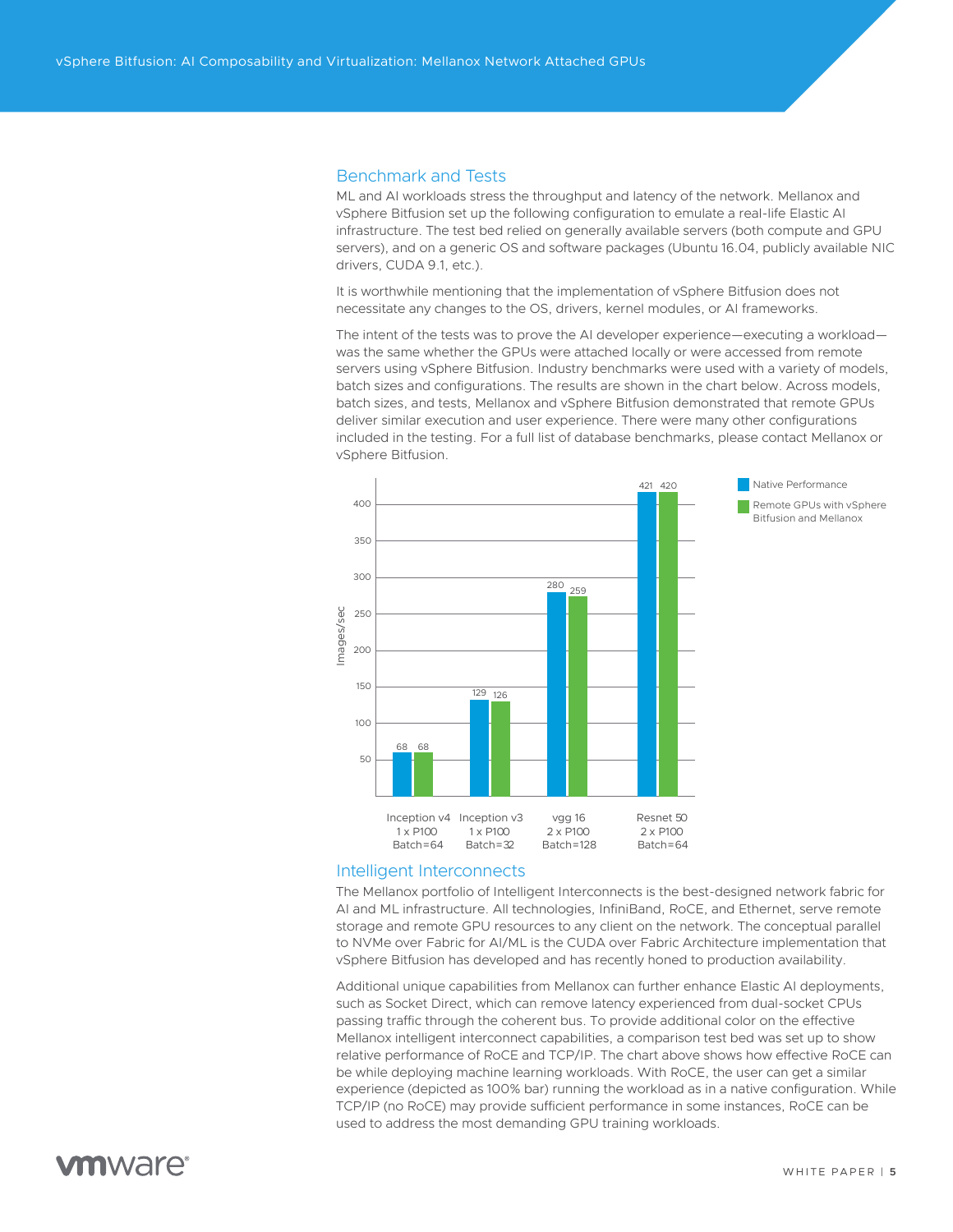## Benchmark and Tests

ML and AI workloads stress the throughput and latency of the network. Mellanox and vSphere Bitfusion set up the following configuration to emulate a real-life Elastic AI infrastructure. The test bed relied on generally available servers (both compute and GPU servers), and on a generic OS and software packages (Ubuntu 16.04, publicly available NIC drivers, CUDA 9.1, etc.).

It is worthwhile mentioning that the implementation of vSphere Bitfusion does not necessitate any changes to the OS, drivers, kernel modules, or AI frameworks.

The intent of the tests was to prove the AI developer experience—executing a workload—was the same whether the GPUs were attached locally or were accessed from remote servers using vSphere Bitfusion. Industry benchmarks were used with a variety of models, batch sizes and configurations. The results are shown in the chart below. Across models, batch sizes, and tests, Mellanox and vSphere Bitfusion demonstrated that remote GPUs deliver similar execution and user experience. There were many other configurations included in the testing. For a full list of database benchmarks, please contact Mellanox or vSphere Bitfusion.

| Images/sec | Inception v4 1 x P100 Batch=64 | Inception v3 1 x P100 Batch=32 | vgg 16 2 x P100 Batch=128 | Resnet 50 2 x P100 Batch=64 |
|---|---|---|---|---|
| Native Performance | 68 | 129 | 280 | 421 |
| Remote GPUs with vSphere Bitfusion and Mellanox | 68 | 126 | 259 | 420 |

## Intelligent Interconnects

The Mellanox portfolio of Intelligent Interconnects is the best-designed network fabric for AI and ML infrastructure. All technologies, InfiniBand, RoCE, and Ethernet, serve remote storage and remote GPU resources to any client on the network. The conceptual parallel to NVMe over Fabric for AI/ML is the CUDA over Fabric Architecture implementation that vSphere Bitfusion has developed and has recently honed to production availability.

Additional unique capabilities from Mellanox can further enhance Elastic AI deployments, such as Socket Direct, which can remove latency experienced from dual-socket CPUs passing traffic through the coherent bus. To provide additional color on the effective Mellanox intelligent interconnect capabilities, a comparison test bed was set up to show relative performance of RoCE and TCP/IP. The chart above shows how effective RoCE can be while deploying machine learning workloads. With RoCE, the user can get a similar experience (depicted as 100% bar) running the workload as in a native configuration. While TCP/IP (no RoCE) may provide sufficient performance in some instances, RoCE can be used to address the most demanding GPU training workloads.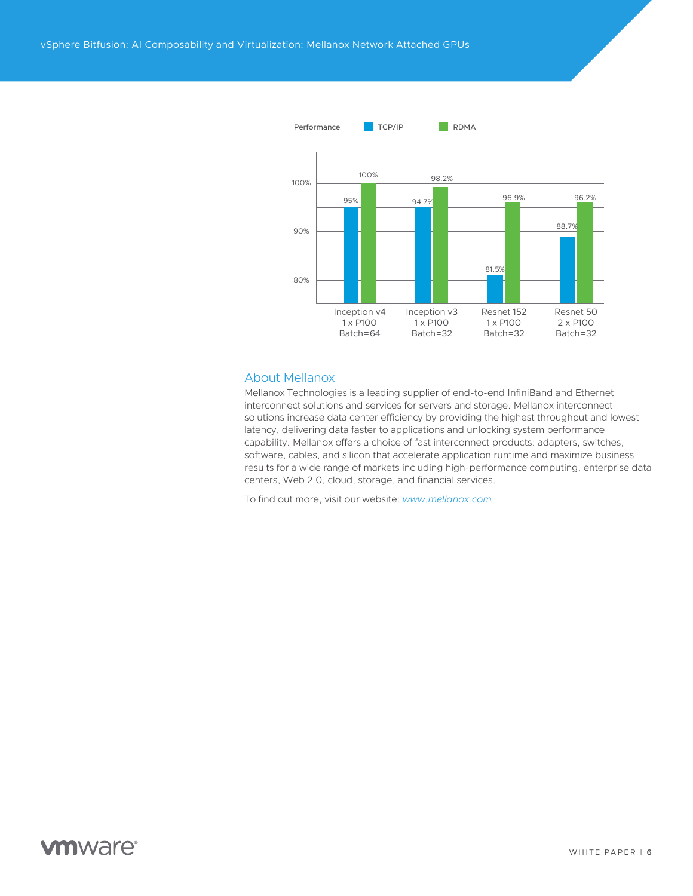| Performance | TCP/IP | RDMA |
| --- | --- | --- |
| Inception v4 1 x P100 Batch=64 | 95% | 100% |
| Inception v3 1 x P100 Batch=32 | 94.7% | 98.2% |
| Resnet 152 1 x P100 Batch=32 | 81.5% | 96.9% |
| Resnet 50 2 x P100 Batch=32 | 88.7% | 96.2% |

## About Mellanox

Mellanox Technologies is a leading supplier of end-to-end InfiniBand and Ethernet interconnect solutions and services for servers and storage. Mellanox interconnect solutions increase data center efficiency by providing the highest throughput and lowest latency, delivering data faster to applications and unlocking system performance capability. Mellanox offers a choice of fast interconnect products: adapters, switches, software, cables, and silicon that accelerate application runtime and maximize business results for a wide range of markets including high-performance computing, enterprise data centers, Web 2.0, cloud, storage, and financial services.

To find out more, visit our website: *www.mellanox.com*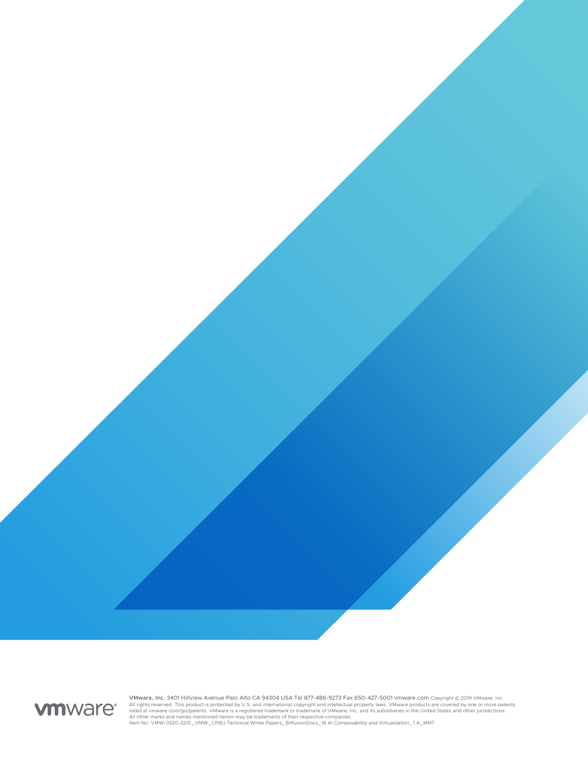vmware®

**VMware, Inc.** 3401 Hillview Avenue Palo Alto CA 94304 USA Tel 877-486-9273 Fax 650-427-5001 vmware.com Copyright © 2019 VMware, Inc. All rights reserved. This product is protected by U.S. and international copyright and intellectual property laws. VMware products are covered by one or more patents listed at vmware.com/go/patents. VMware is a registered trademark or trademark of VMware, Inc. and its subsidiaries in the United States and other jurisdictions. All other marks and names mentioned herein may be trademarks of their respective companies.
Item No: VMW-0520-2210_VMW_CPBU Technical White Papers_BitfusionDocs_16 AI Composability and Virtualization_1.4_MMT